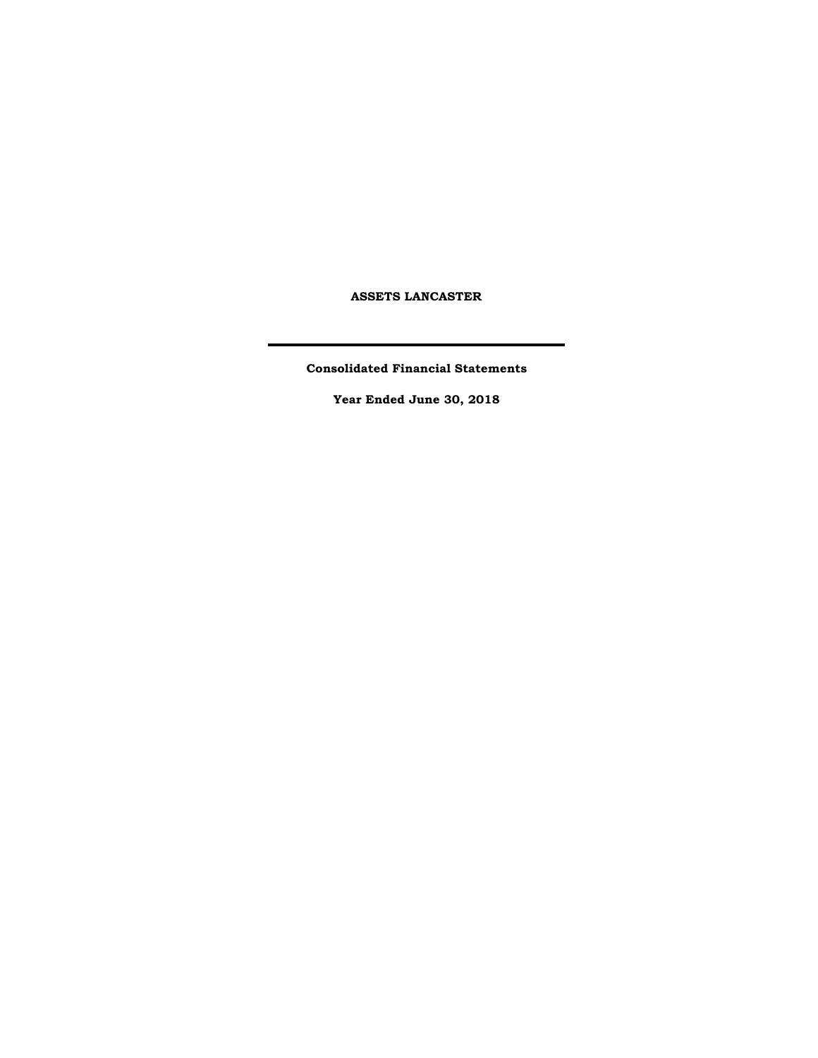# ASSETS LANCASTER

---

## Consolidated Financial Statements

## Year Ended June 30, 2018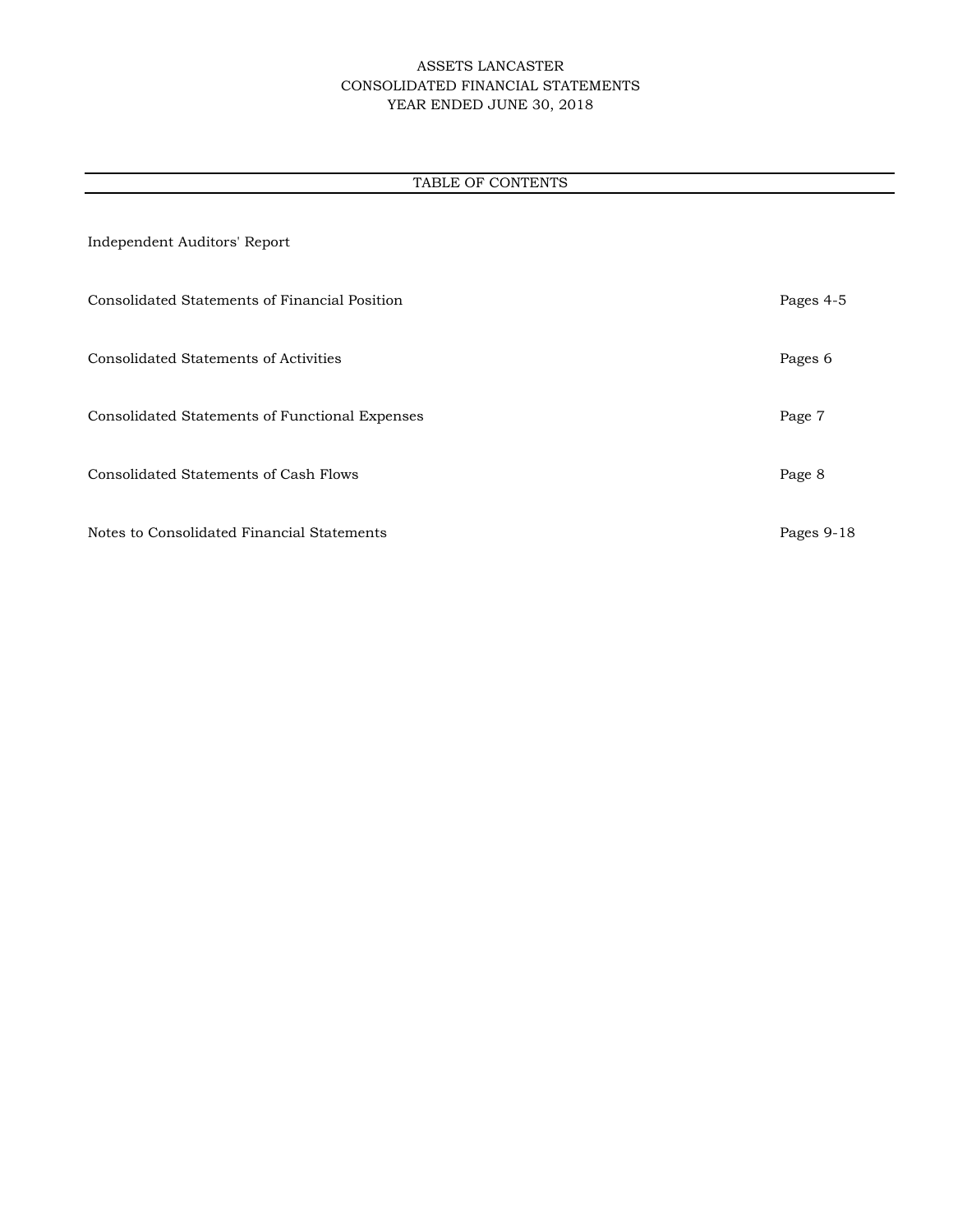# ASSETS LANCASTER
## CONSOLIDATED FINANCIAL STATEMENTS
## YEAR ENDED JUNE 30, 2018

### TABLE OF CONTENTS

| | |
|---|---|
| Independent Auditors' Report | |
| Consolidated Statements of Financial Position | Pages 4-5 |
| Consolidated Statements of Activities | Pages 6 |
| Consolidated Statements of Functional Expenses | Page 7 |
| Consolidated Statements of Cash Flows | Page 8 |
| Notes to Consolidated Financial Statements | Pages 9-18 |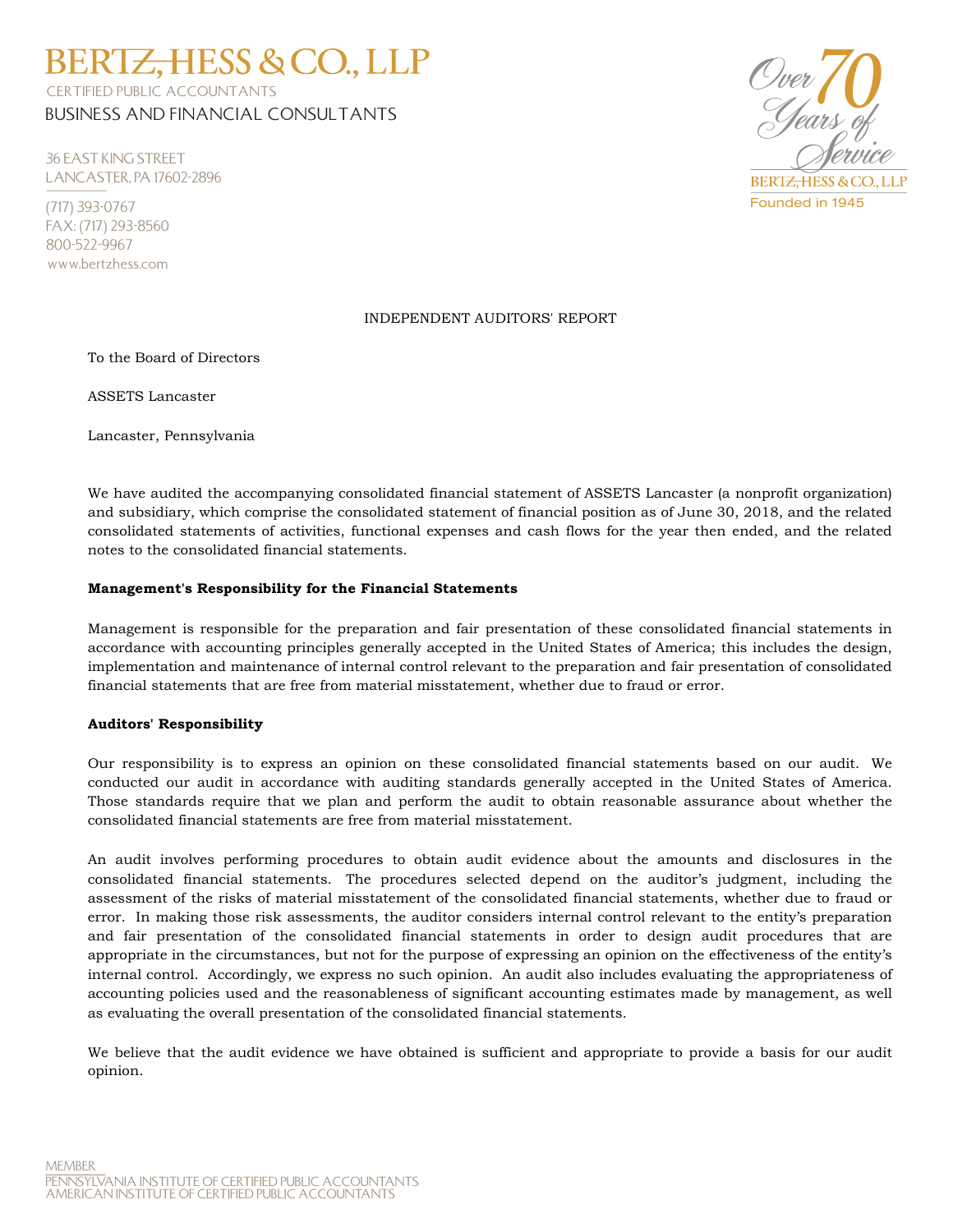BERTZ, HESS & CO., LLP

CERTIFIED PUBLIC ACCOUNTANTS

BUSINESS AND FINANCIAL CONSULTANTS

36 EAST KING STREET
LANCASTER, PA 17602-2896

(717) 393-0767
FAX: (717) 293-8560
800-522-9967
www.bertzhess.com

Over 70 Years of Service
BERTZ, HESS & CO., LLP
Founded in 1945

INDEPENDENT AUDITORS' REPORT

To the Board of Directors

ASSETS Lancaster

Lancaster, Pennsylvania

We have audited the accompanying consolidated financial statement of ASSETS Lancaster (a nonprofit organization) and subsidiary, which comprise the consolidated statement of financial position as of June 30, 2018, and the related consolidated statements of activities, functional expenses and cash flows for the year then ended, and the related notes to the consolidated financial statements.

**Management's Responsibility for the Financial Statements**

Management is responsible for the preparation and fair presentation of these consolidated financial statements in accordance with accounting principles generally accepted in the United States of America; this includes the design, implementation and maintenance of internal control relevant to the preparation and fair presentation of consolidated financial statements that are free from material misstatement, whether due to fraud or error.

**Auditors' Responsibility**

Our responsibility is to express an opinion on these consolidated financial statements based on our audit. We conducted our audit in accordance with auditing standards generally accepted in the United States of America. Those standards require that we plan and perform the audit to obtain reasonable assurance about whether the consolidated financial statements are free from material misstatement.

An audit involves performing procedures to obtain audit evidence about the amounts and disclosures in the consolidated financial statements. The procedures selected depend on the auditor's judgment, including the assessment of the risks of material misstatement of the consolidated financial statements, whether due to fraud or error. In making those risk assessments, the auditor considers internal control relevant to the entity's preparation and fair presentation of the consolidated financial statements in order to design audit procedures that are appropriate in the circumstances, but not for the purpose of expressing an opinion on the effectiveness of the entity's internal control. Accordingly, we express no such opinion. An audit also includes evaluating the appropriateness of accounting policies used and the reasonableness of significant accounting estimates made by management, as well as evaluating the overall presentation of the consolidated financial statements.

We believe that the audit evidence we have obtained is sufficient and appropriate to provide a basis for our audit opinion.

MEMBER
PENNSYLVANIA INSTITUTE OF CERTIFIED PUBLIC ACCOUNTANTS
AMERICAN INSTITUTE OF CERTIFIED PUBLIC ACCOUNTANTS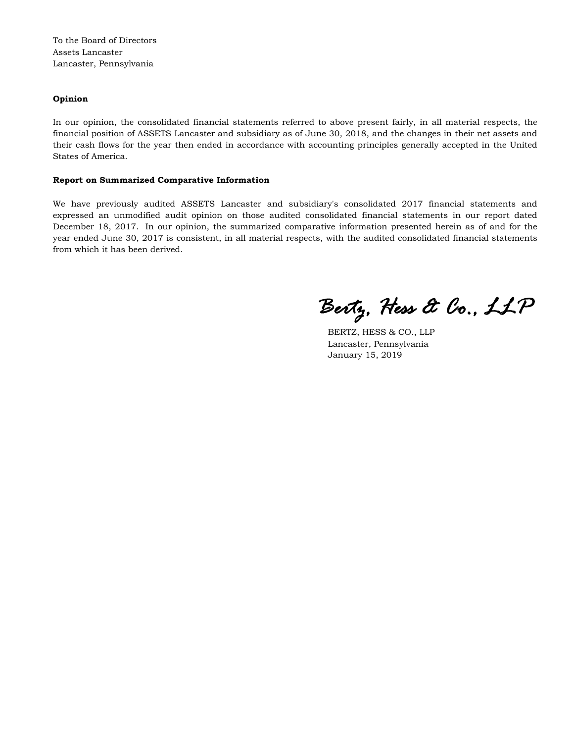To the Board of Directors
Assets Lancaster
Lancaster, Pennsylvania

**Opinion**

In our opinion, the consolidated financial statements referred to above present fairly, in all material respects, the financial position of ASSETS Lancaster and subsidiary as of June 30, 2018, and the changes in their net assets and their cash flows for the year then ended in accordance with accounting principles generally accepted in the United States of America.

**Report on Summarized Comparative Information**

We have previously audited ASSETS Lancaster and subsidiary's consolidated 2017 financial statements and expressed an unmodified audit opinion on those audited consolidated financial statements in our report dated December 18, 2017. In our opinion, the summarized comparative information presented herein as of and for the year ended June 30, 2017 is consistent, in all material respects, with the audited consolidated financial statements from which it has been derived.

*Bertz, Hess & Co., LLP*

BERTZ, HESS & CO., LLP
Lancaster, Pennsylvania
January 15, 2019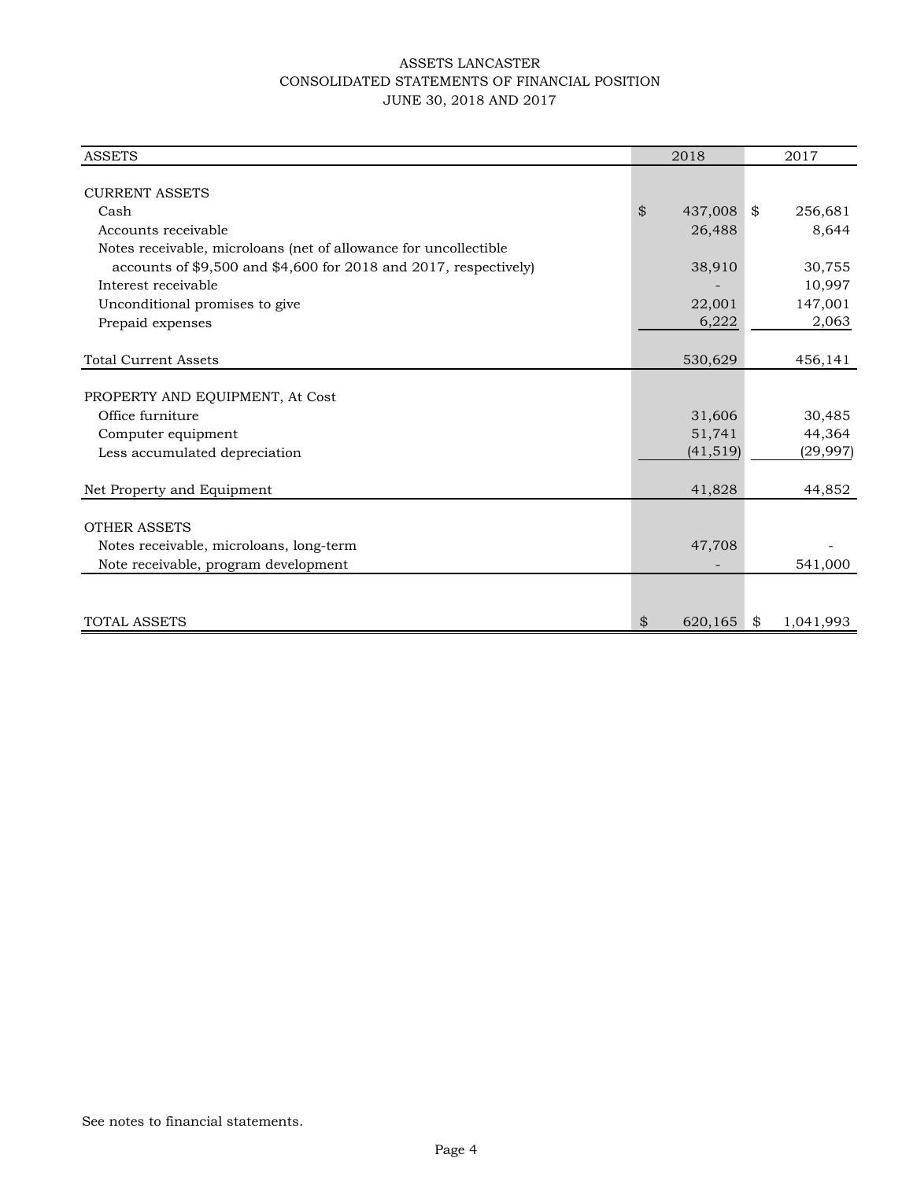# ASSETS LANCASTER

## CONSOLIDATED STATEMENTS OF FINANCIAL POSITION

### JUNE 30, 2018 AND 2017

| ASSETS | 2018 | 2017 |
|---|---|---|
| **CURRENT ASSETS** | | |
| Cash | $ 437,008 | $ 256,681 |
| Accounts receivable | 26,488 | 8,644 |
| Notes receivable, microloans (net of allowance for uncollectible accounts of $9,500 and $4,600 for 2018 and 2017, respectively) | 38,910 | 30,755 |
| Interest receivable | - | 10,997 |
| Unconditional promises to give | 22,001 | 147,001 |
| Prepaid expenses | 6,222 | 2,063 |
| Total Current Assets | 530,629 | 456,141 |
| **PROPERTY AND EQUIPMENT, At Cost** | | |
| Office furniture | 31,606 | 30,485 |
| Computer equipment | 51,741 | 44,364 |
| Less accumulated depreciation | (41,519) | (29,997) |
| Net Property and Equipment | 41,828 | 44,852 |
| **OTHER ASSETS** | | |
| Notes receivable, microloans, long-term | 47,708 | - |
| Note receivable, program development | - | 541,000 |
| TOTAL ASSETS | $ 620,165 | $ 1,041,993 |

See notes to financial statements.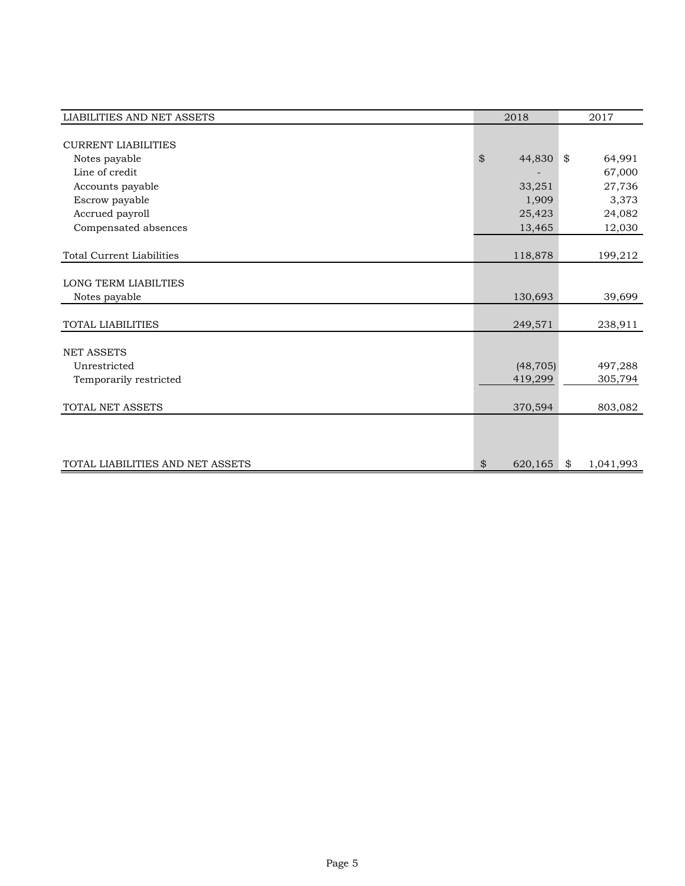| LIABILITIES AND NET ASSETS | 2018 | 2017 |
|---|---|---|
| **CURRENT LIABILITIES** | | |
| Notes payable | $ 44,830 | $ 64,991 |
| Line of credit | - | 67,000 |
| Accounts payable | 33,251 | 27,736 |
| Escrow payable | 1,909 | 3,373 |
| Accrued payroll | 25,423 | 24,082 |
| Compensated absences | 13,465 | 12,030 |
| Total Current Liabilities | 118,878 | 199,212 |
| **LONG TERM LIABILTIES** | | |
| Notes payable | 130,693 | 39,699 |
| TOTAL LIABILITIES | 249,571 | 238,911 |
| **NET ASSETS** | | |
| Unrestricted | (48,705) | 497,288 |
| Temporarily restricted | 419,299 | 305,794 |
| TOTAL NET ASSETS | 370,594 | 803,082 |
| TOTAL LIABILITIES AND NET ASSETS | $ 620,165 | $ 1,041,993 |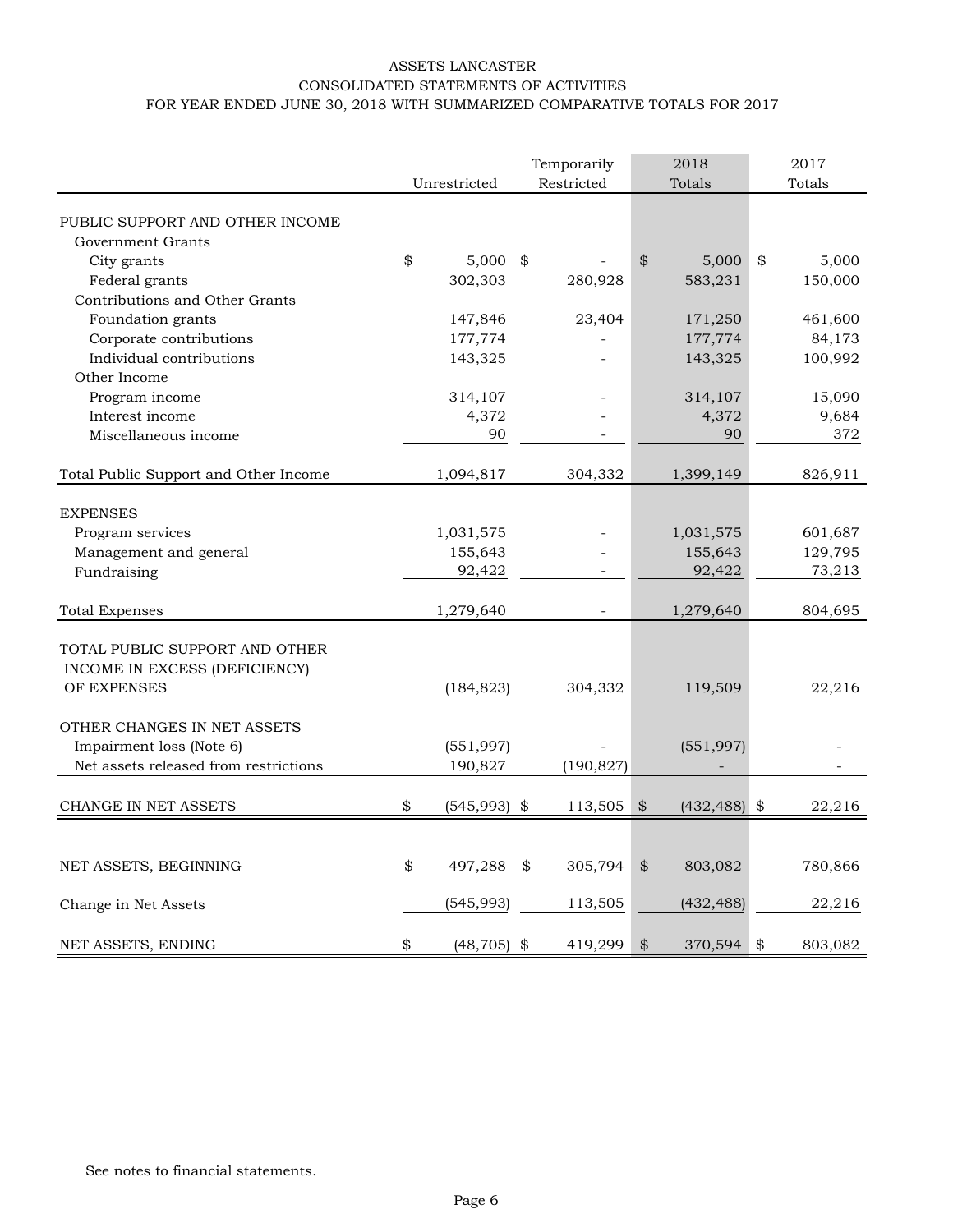ASSETS LANCASTER
CONSOLIDATED STATEMENTS OF ACTIVITIES
FOR YEAR ENDED JUNE 30, 2018 WITH SUMMARIZED COMPARATIVE TOTALS FOR 2017

| | Unrestricted | Temporarily Restricted | 2018 Totals | 2017 Totals |
|---|---|---|---|---|
| PUBLIC SUPPORT AND OTHER INCOME | | | | |
| Government Grants | | | | |
| City grants | $ 5,000 | $ - | $ 5,000 | $ 5,000 |
| Federal grants | 302,303 | 280,928 | 583,231 | 150,000 |
| Contributions and Other Grants | | | | |
| Foundation grants | 147,846 | 23,404 | 171,250 | 461,600 |
| Corporate contributions | 177,774 | - | 177,774 | 84,173 |
| Individual contributions | 143,325 | - | 143,325 | 100,992 |
| Other Income | | | | |
| Program income | 314,107 | - | 314,107 | 15,090 |
| Interest income | 4,372 | - | 4,372 | 9,684 |
| Miscellaneous income | 90 | - | 90 | 372 |
| Total Public Support and Other Income | 1,094,817 | 304,332 | 1,399,149 | 826,911 |
| EXPENSES | | | | |
| Program services | 1,031,575 | - | 1,031,575 | 601,687 |
| Management and general | 155,643 | - | 155,643 | 129,795 |
| Fundraising | 92,422 | - | 92,422 | 73,213 |
| Total Expenses | 1,279,640 | - | 1,279,640 | 804,695 |
| TOTAL PUBLIC SUPPORT AND OTHER INCOME IN EXCESS (DEFICIENCY) OF EXPENSES | (184,823) | 304,332 | 119,509 | 22,216 |
| OTHER CHANGES IN NET ASSETS | | | | |
| Impairment loss (Note 6) | (551,997) | - | (551,997) | - |
| Net assets released from restrictions | 190,827 | (190,827) | - | - |
| CHANGE IN NET ASSETS | $ (545,993) | $ 113,505 | $ (432,488) | $ 22,216 |
| NET ASSETS, BEGINNING | $ 497,288 | $ 305,794 | $ 803,082 | 780,866 |
| Change in Net Assets | (545,993) | 113,505 | (432,488) | 22,216 |
| NET ASSETS, ENDING | $ (48,705) | $ 419,299 | $ 370,594 | $ 803,082 |

See notes to financial statements.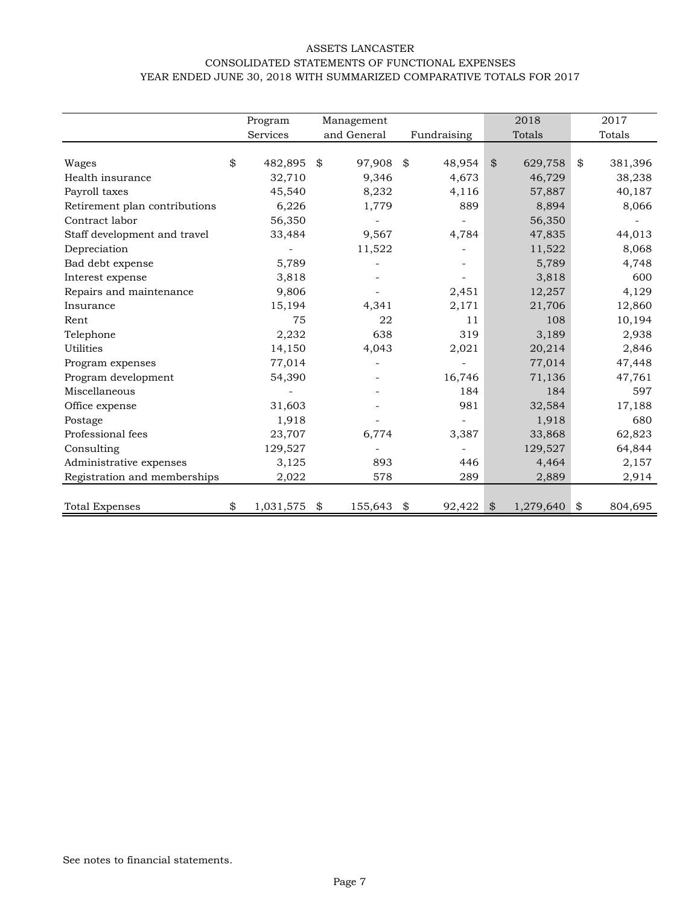# ASSETS LANCASTER

## CONSOLIDATED STATEMENTS OF FUNCTIONAL EXPENSES

### YEAR ENDED JUNE 30, 2018 WITH SUMMARIZED COMPARATIVE TOTALS FOR 2017

| | Program Services | Management and General | Fundraising | 2018 Totals | 2017 Totals |
|---|---|---|---|---|---|
| Wages | $ 482,895 | $ 97,908 | $ 48,954 | $ 629,758 | $ 381,396 |
| Health insurance | 32,710 | 9,346 | 4,673 | 46,729 | 38,238 |
| Payroll taxes | 45,540 | 8,232 | 4,116 | 57,887 | 40,187 |
| Retirement plan contributions | 6,226 | 1,779 | 889 | 8,894 | 8,066 |
| Contract labor | 56,350 | - | - | 56,350 | - |
| Staff development and travel | 33,484 | 9,567 | 4,784 | 47,835 | 44,013 |
| Depreciation | - | 11,522 | - | 11,522 | 8,068 |
| Bad debt expense | 5,789 | - | - | 5,789 | 4,748 |
| Interest expense | 3,818 | - | - | 3,818 | 600 |
| Repairs and maintenance | 9,806 | - | 2,451 | 12,257 | 4,129 |
| Insurance | 15,194 | 4,341 | 2,171 | 21,706 | 12,860 |
| Rent | 75 | 22 | 11 | 108 | 10,194 |
| Telephone | 2,232 | 638 | 319 | 3,189 | 2,938 |
| Utilities | 14,150 | 4,043 | 2,021 | 20,214 | 2,846 |
| Program expenses | 77,014 | - | - | 77,014 | 47,448 |
| Program development | 54,390 | - | 16,746 | 71,136 | 47,761 |
| Miscellaneous | - | - | 184 | 184 | 597 |
| Office expense | 31,603 | - | 981 | 32,584 | 17,188 |
| Postage | 1,918 | - | - | 1,918 | 680 |
| Professional fees | 23,707 | 6,774 | 3,387 | 33,868 | 62,823 |
| Consulting | 129,527 | - | - | 129,527 | 64,844 |
| Administrative expenses | 3,125 | 893 | 446 | 4,464 | 2,157 |
| Registration and memberships | 2,022 | 578 | 289 | 2,889 | 2,914 |
| Total Expenses | $ 1,031,575 | $ 155,643 | $ 92,422 | $ 1,279,640 | $ 804,695 |

See notes to financial statements.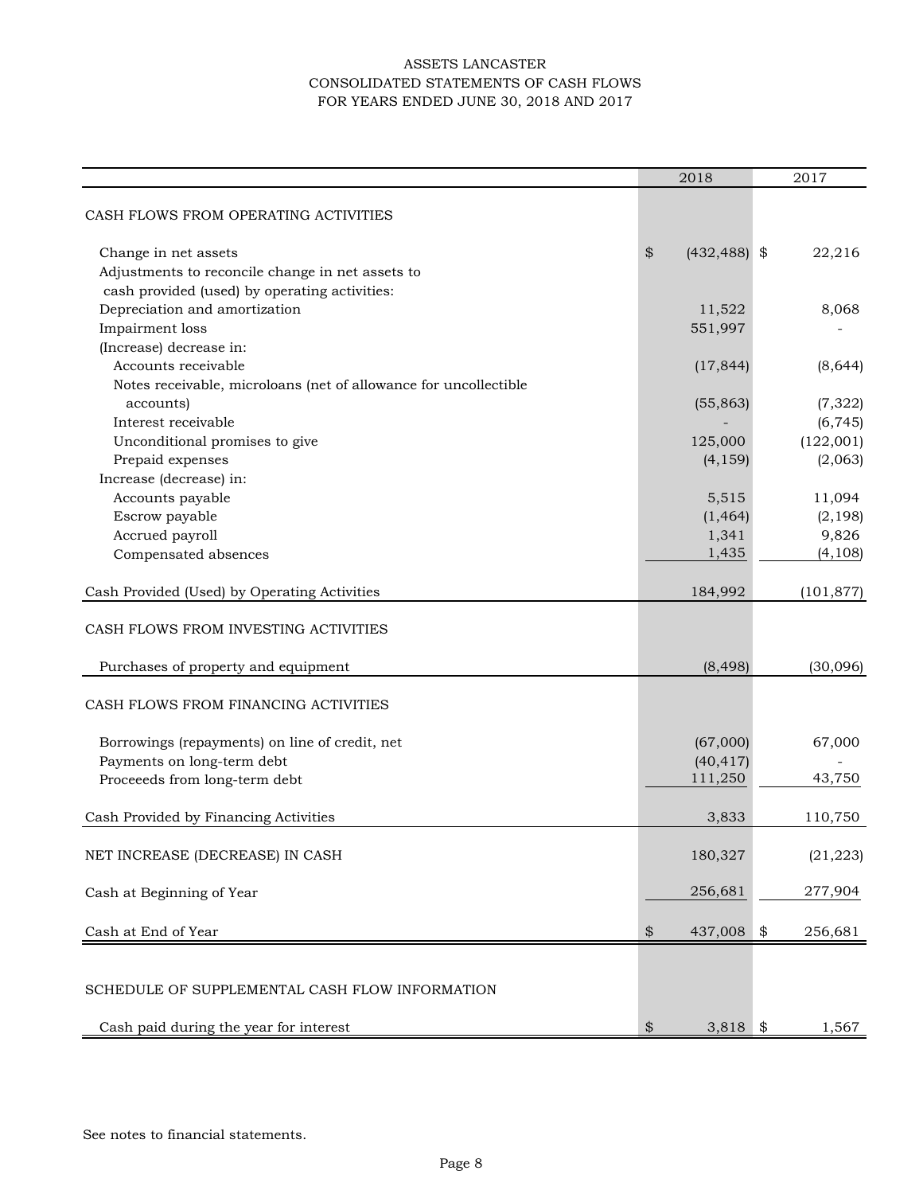# ASSETS LANCASTER
## CONSOLIDATED STATEMENTS OF CASH FLOWS
### FOR YEARS ENDED JUNE 30, 2018 AND 2017

| | 2018 | 2017 |
|---|---|---|
| CASH FLOWS FROM OPERATING ACTIVITIES | | |
| Change in net assets | $ (432,488) | $ 22,216 |
| Adjustments to reconcile change in net assets to cash provided (used) by operating activities: | | |
| Depreciation and amortization | 11,522 | 8,068 |
| Impairment loss | 551,997 | - |
| (Increase) decrease in: | | |
| Accounts receivable | (17,844) | (8,644) |
| Notes receivable, microloans (net of allowance for uncollectible accounts) | (55,863) | (7,322) |
| Interest receivable | - | (6,745) |
| Unconditional promises to give | 125,000 | (122,001) |
| Prepaid expenses | (4,159) | (2,063) |
| Increase (decrease) in: | | |
| Accounts payable | 5,515 | 11,094 |
| Escrow payable | (1,464) | (2,198) |
| Accrued payroll | 1,341 | 9,826 |
| Compensated absences | 1,435 | (4,108) |
| Cash Provided (Used) by Operating Activities | 184,992 | (101,877) |
| CASH FLOWS FROM INVESTING ACTIVITIES | | |
| Purchases of property and equipment | (8,498) | (30,096) |
| CASH FLOWS FROM FINANCING ACTIVITIES | | |
| Borrowings (repayments) on line of credit, net | (67,000) | 67,000 |
| Payments on long-term debt | (40,417) | - |
| Proceeeds from long-term debt | 111,250 | 43,750 |
| Cash Provided by Financing Activities | 3,833 | 110,750 |
| NET INCREASE (DECREASE) IN CASH | 180,327 | (21,223) |
| Cash at Beginning of Year | 256,681 | 277,904 |
| Cash at End of Year | $ 437,008 | $ 256,681 |
| SCHEDULE OF SUPPLEMENTAL CASH FLOW INFORMATION | | |
| Cash paid during the year for interest | $ 3,818 | $ 1,567 |

See notes to financial statements.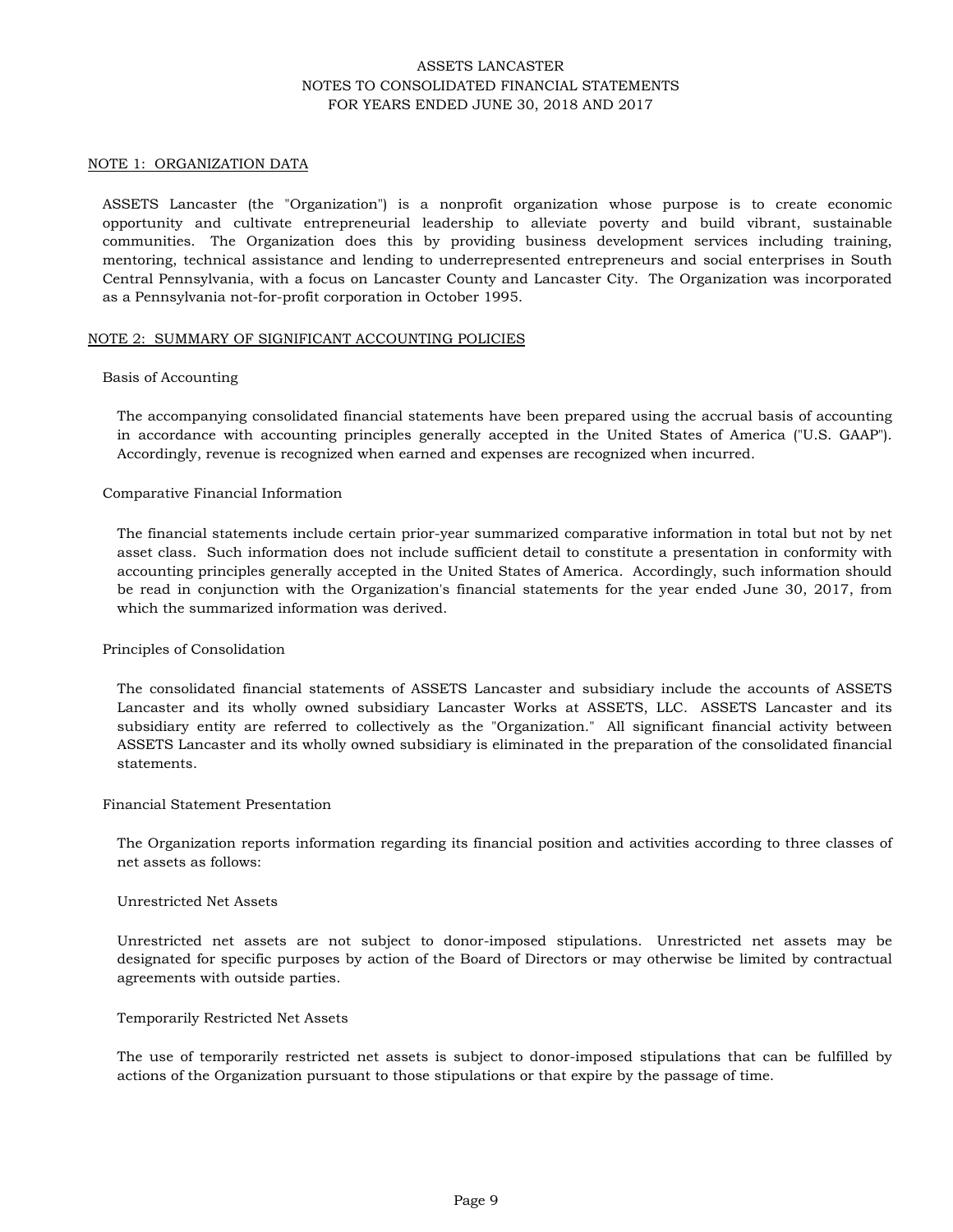ASSETS LANCASTER
NOTES TO CONSOLIDATED FINANCIAL STATEMENTS
FOR YEARS ENDED JUNE 30, 2018 AND 2017

## NOTE 1: ORGANIZATION DATA

ASSETS Lancaster (the "Organization") is a nonprofit organization whose purpose is to create economic opportunity and cultivate entrepreneurial leadership to alleviate poverty and build vibrant, sustainable communities. The Organization does this by providing business development services including training, mentoring, technical assistance and lending to underrepresented entrepreneurs and social enterprises in South Central Pennsylvania, with a focus on Lancaster County and Lancaster City. The Organization was incorporated as a Pennsylvania not-for-profit corporation in October 1995.

## NOTE 2: SUMMARY OF SIGNIFICANT ACCOUNTING POLICIES

### Basis of Accounting

The accompanying consolidated financial statements have been prepared using the accrual basis of accounting in accordance with accounting principles generally accepted in the United States of America ("U.S. GAAP"). Accordingly, revenue is recognized when earned and expenses are recognized when incurred.

### Comparative Financial Information

The financial statements include certain prior-year summarized comparative information in total but not by net asset class. Such information does not include sufficient detail to constitute a presentation in conformity with accounting principles generally accepted in the United States of America. Accordingly, such information should be read in conjunction with the Organization's financial statements for the year ended June 30, 2017, from which the summarized information was derived.

### Principles of Consolidation

The consolidated financial statements of ASSETS Lancaster and subsidiary include the accounts of ASSETS Lancaster and its wholly owned subsidiary Lancaster Works at ASSETS, LLC. ASSETS Lancaster and its subsidiary entity are referred to collectively as the "Organization." All significant financial activity between ASSETS Lancaster and its wholly owned subsidiary is eliminated in the preparation of the consolidated financial statements.

### Financial Statement Presentation

The Organization reports information regarding its financial position and activities according to three classes of net assets as follows:

#### Unrestricted Net Assets

Unrestricted net assets are not subject to donor-imposed stipulations. Unrestricted net assets may be designated for specific purposes by action of the Board of Directors or may otherwise be limited by contractual agreements with outside parties.

#### Temporarily Restricted Net Assets

The use of temporarily restricted net assets is subject to donor-imposed stipulations that can be fulfilled by actions of the Organization pursuant to those stipulations or that expire by the passage of time.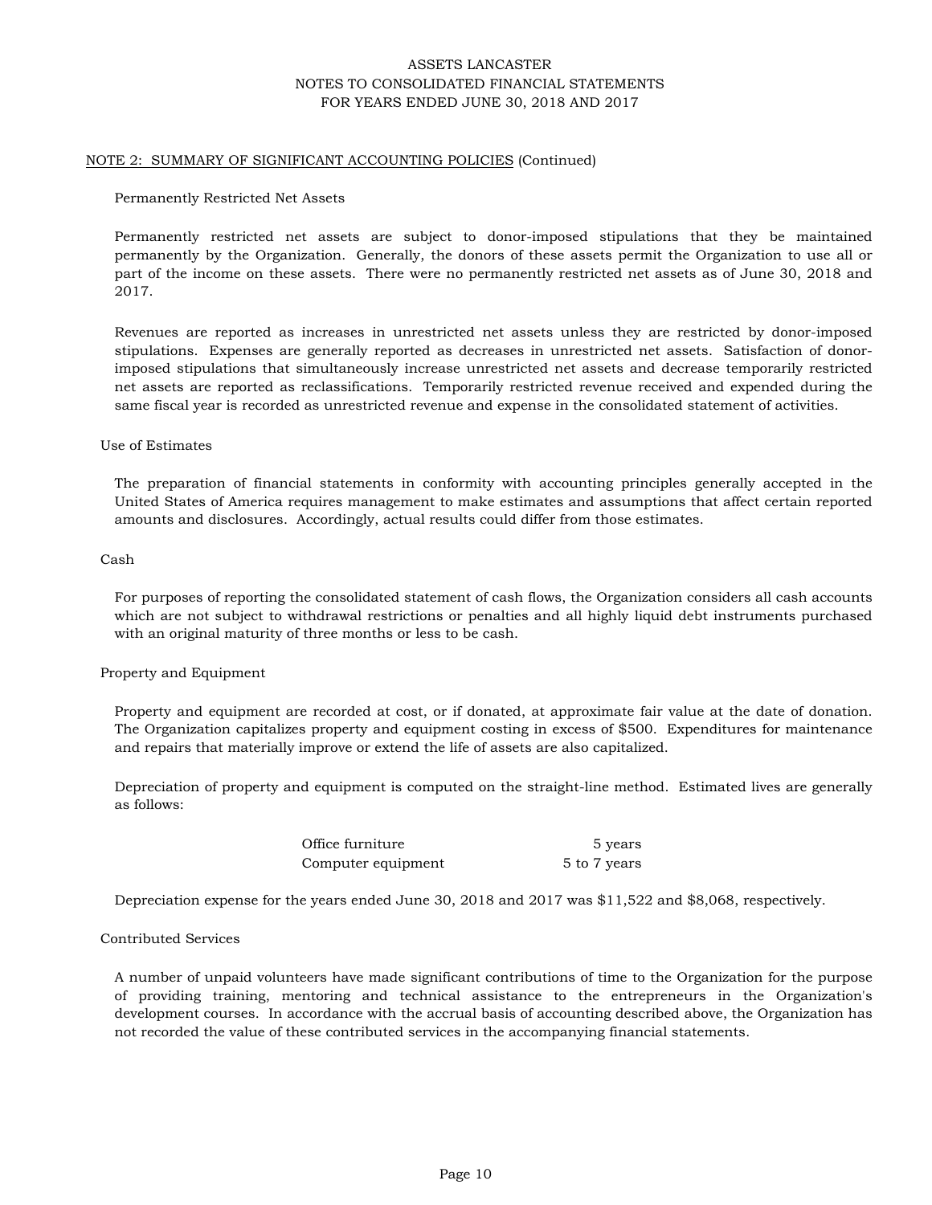ASSETS LANCASTER
NOTES TO CONSOLIDATED FINANCIAL STATEMENTS
FOR YEARS ENDED JUNE 30, 2018 AND 2017

## NOTE 2: SUMMARY OF SIGNIFICANT ACCOUNTING POLICIES (Continued)

### Permanently Restricted Net Assets

Permanently restricted net assets are subject to donor-imposed stipulations that they be maintained permanently by the Organization. Generally, the donors of these assets permit the Organization to use all or part of the income on these assets. There were no permanently restricted net assets as of June 30, 2018 and 2017.

Revenues are reported as increases in unrestricted net assets unless they are restricted by donor-imposed stipulations. Expenses are generally reported as decreases in unrestricted net assets. Satisfaction of donor-imposed stipulations that simultaneously increase unrestricted net assets and decrease temporarily restricted net assets are reported as reclassifications. Temporarily restricted revenue received and expended during the same fiscal year is recorded as unrestricted revenue and expense in the consolidated statement of activities.

### Use of Estimates

The preparation of financial statements in conformity with accounting principles generally accepted in the United States of America requires management to make estimates and assumptions that affect certain reported amounts and disclosures. Accordingly, actual results could differ from those estimates.

### Cash

For purposes of reporting the consolidated statement of cash flows, the Organization considers all cash accounts which are not subject to withdrawal restrictions or penalties and all highly liquid debt instruments purchased with an original maturity of three months or less to be cash.

### Property and Equipment

Property and equipment are recorded at cost, or if donated, at approximate fair value at the date of donation. The Organization capitalizes property and equipment costing in excess of $500. Expenditures for maintenance and repairs that materially improve or extend the life of assets are also capitalized.

Depreciation of property and equipment is computed on the straight-line method. Estimated lives are generally as follows:

| | |
|---|---|
| Office furniture | 5 years |
| Computer equipment | 5 to 7 years |

Depreciation expense for the years ended June 30, 2018 and 2017 was $11,522 and $8,068, respectively.

### Contributed Services

A number of unpaid volunteers have made significant contributions of time to the Organization for the purpose of providing training, mentoring and technical assistance to the entrepreneurs in the Organization's development courses. In accordance with the accrual basis of accounting described above, the Organization has not recorded the value of these contributed services in the accompanying financial statements.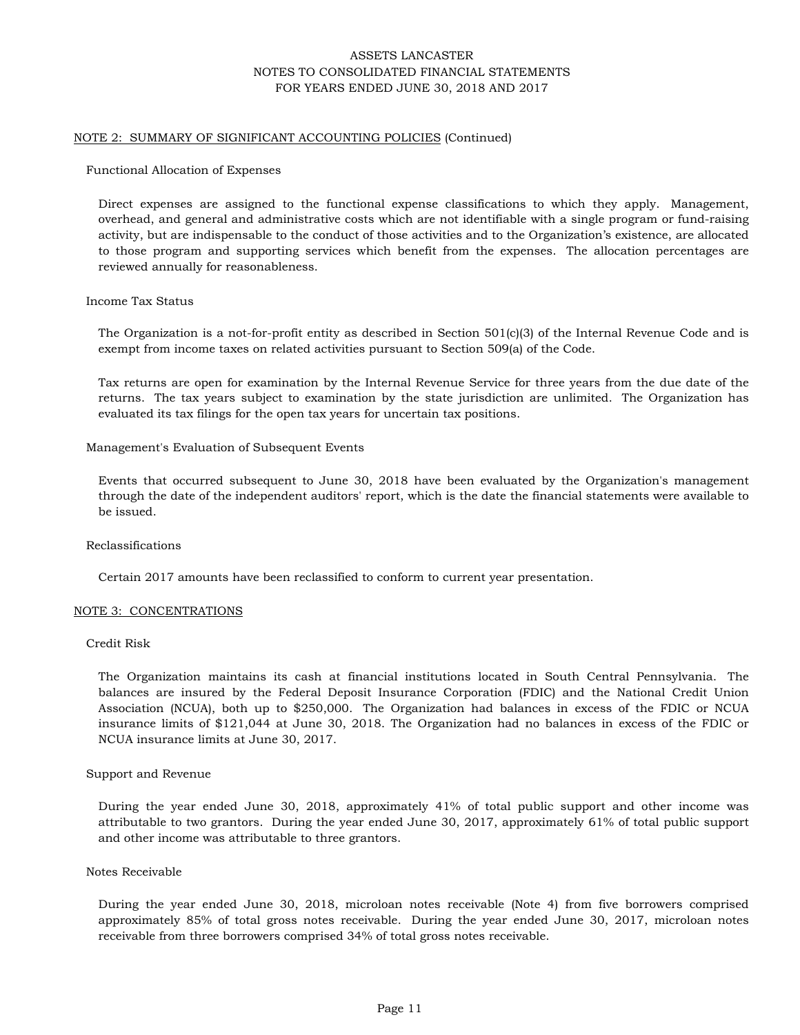## NOTE 2: SUMMARY OF SIGNIFICANT ACCOUNTING POLICIES (Continued)

### Functional Allocation of Expenses

Direct expenses are assigned to the functional expense classifications to which they apply. Management, overhead, and general and administrative costs which are not identifiable with a single program or fund-raising activity, but are indispensable to the conduct of those activities and to the Organization's existence, are allocated to those program and supporting services which benefit from the expenses. The allocation percentages are reviewed annually for reasonableness.

### Income Tax Status

The Organization is a not-for-profit entity as described in Section 501(c)(3) of the Internal Revenue Code and is exempt from income taxes on related activities pursuant to Section 509(a) of the Code.

Tax returns are open for examination by the Internal Revenue Service for three years from the due date of the returns. The tax years subject to examination by the state jurisdiction are unlimited. The Organization has evaluated its tax filings for the open tax years for uncertain tax positions.

### Management's Evaluation of Subsequent Events

Events that occurred subsequent to June 30, 2018 have been evaluated by the Organization's management through the date of the independent auditors' report, which is the date the financial statements were available to be issued.

### Reclassifications

Certain 2017 amounts have been reclassified to conform to current year presentation.

## NOTE 3: CONCENTRATIONS

### Credit Risk

The Organization maintains its cash at financial institutions located in South Central Pennsylvania. The balances are insured by the Federal Deposit Insurance Corporation (FDIC) and the National Credit Union Association (NCUA), both up to $250,000. The Organization had balances in excess of the FDIC or NCUA insurance limits of $121,044 at June 30, 2018. The Organization had no balances in excess of the FDIC or NCUA insurance limits at June 30, 2017.

### Support and Revenue

During the year ended June 30, 2018, approximately 41% of total public support and other income was attributable to two grantors. During the year ended June 30, 2017, approximately 61% of total public support and other income was attributable to three grantors.

### Notes Receivable

During the year ended June 30, 2018, microloan notes receivable (Note 4) from five borrowers comprised approximately 85% of total gross notes receivable. During the year ended June 30, 2017, microloan notes receivable from three borrowers comprised 34% of total gross notes receivable.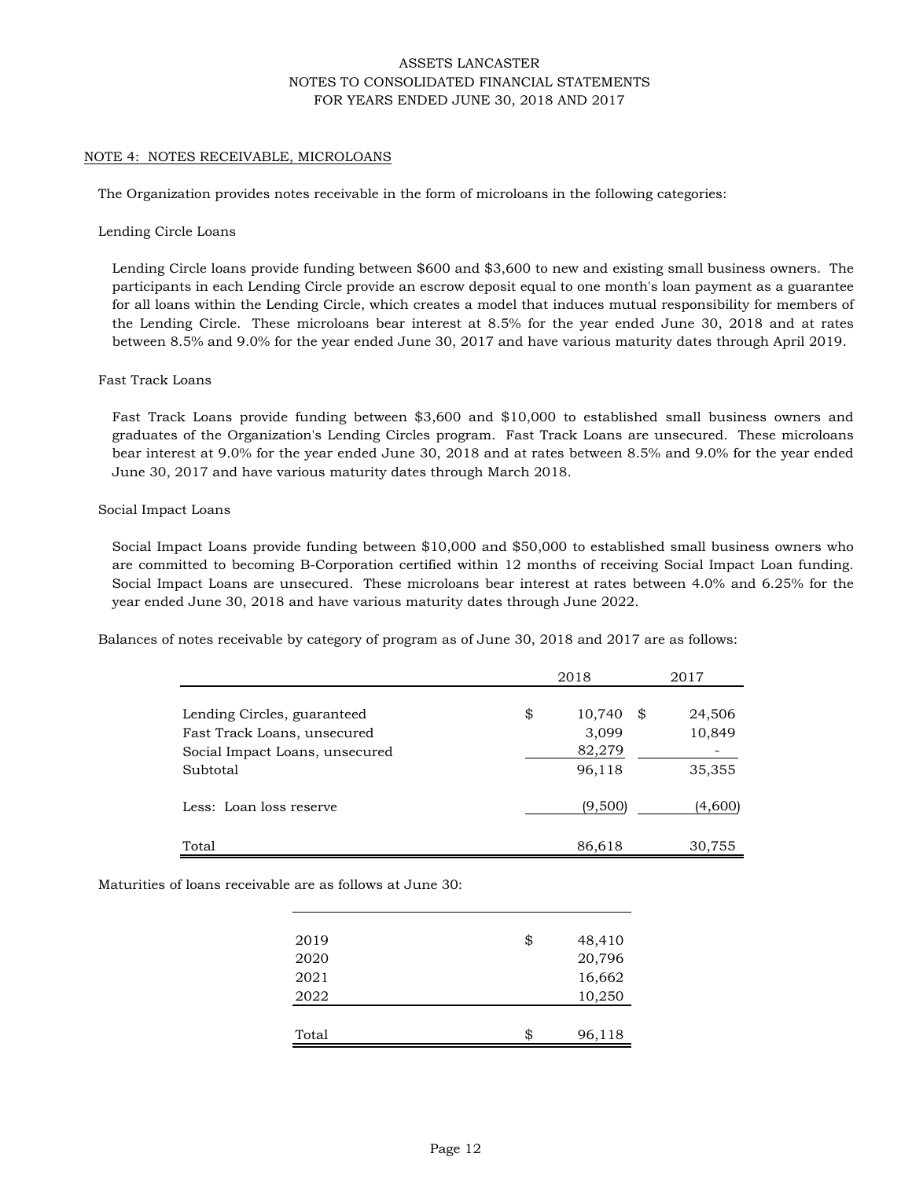# ASSETS LANCASTER
## NOTES TO CONSOLIDATED FINANCIAL STATEMENTS
## FOR YEARS ENDED JUNE 30, 2018 AND 2017

### NOTE 4: NOTES RECEIVABLE, MICROLOANS

The Organization provides notes receivable in the form of microloans in the following categories:

Lending Circle Loans

Lending Circle loans provide funding between $600 and $3,600 to new and existing small business owners. The participants in each Lending Circle provide an escrow deposit equal to one month's loan payment as a guarantee for all loans within the Lending Circle, which creates a model that induces mutual responsibility for members of the Lending Circle. These microloans bear interest at 8.5% for the year ended June 30, 2018 and at rates between 8.5% and 9.0% for the year ended June 30, 2017 and have various maturity dates through April 2019.

Fast Track Loans

Fast Track Loans provide funding between $3,600 and $10,000 to established small business owners and graduates of the Organization's Lending Circles program. Fast Track Loans are unsecured. These microloans bear interest at 9.0% for the year ended June 30, 2018 and at rates between 8.5% and 9.0% for the year ended June 30, 2017 and have various maturity dates through March 2018.

Social Impact Loans

Social Impact Loans provide funding between $10,000 and $50,000 to established small business owners who are committed to becoming B-Corporation certified within 12 months of receiving Social Impact Loan funding. Social Impact Loans are unsecured. These microloans bear interest at rates between 4.0% and 6.25% for the year ended June 30, 2018 and have various maturity dates through June 2022.

Balances of notes receivable by category of program as of June 30, 2018 and 2017 are as follows:

| | 2018 | 2017 |
|---|---|---|
| Lending Circles, guaranteed | $ 10,740 | $ 24,506 |
| Fast Track Loans, unsecured | 3,099 | 10,849 |
| Social Impact Loans, unsecured | 82,279 | - |
| Subtotal | 96,118 | 35,355 |
| Less: Loan loss reserve | (9,500) | (4,600) |
| Total | 86,618 | 30,755 |

Maturities of loans receivable are as follows at June 30:

| | |
|---|---|
| 2019 | $ 48,410 |
| 2020 | 20,796 |
| 2021 | 16,662 |
| 2022 | 10,250 |
| Total | $ 96,118 |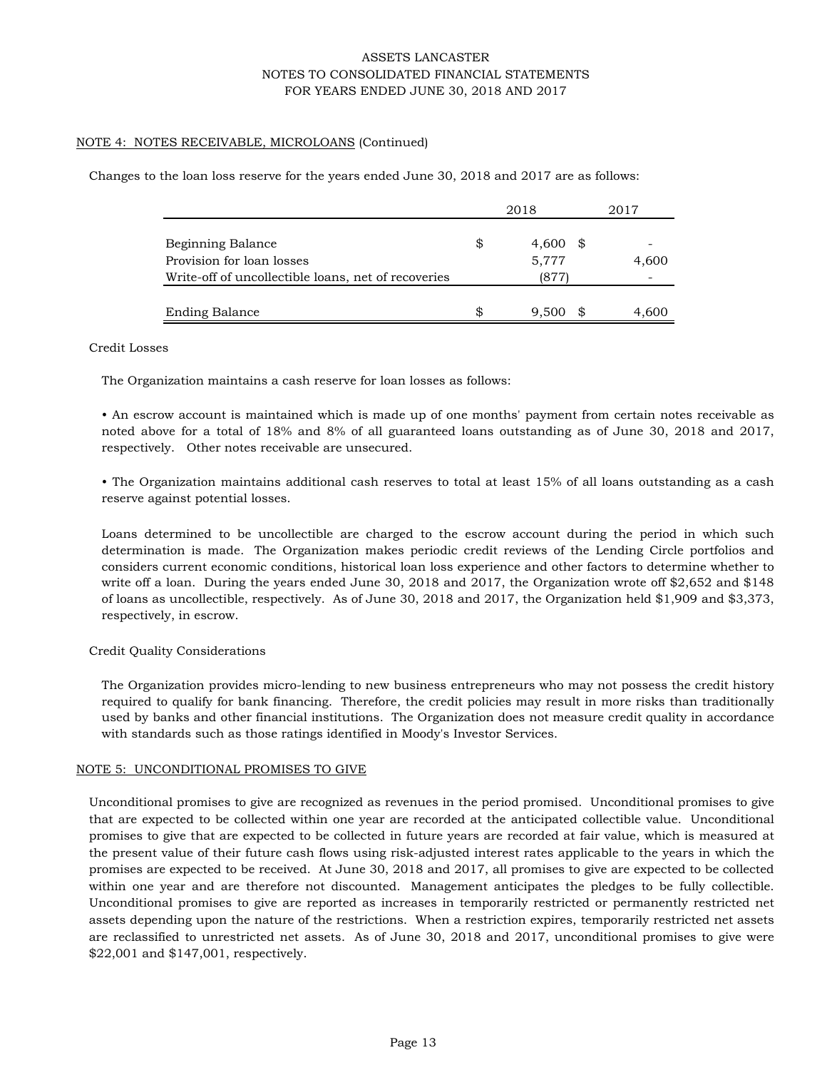NOTE 4: NOTES RECEIVABLE, MICROLOANS (Continued)

Changes to the loan loss reserve for the years ended June 30, 2018 and 2017 are as follows:

| | 2018 | 2017 |
|---|---|---|
| Beginning Balance | $ 4,600 | $ - |
| Provision for loan losses | 5,777 | 4,600 |
| Write-off of uncollectible loans, net of recoveries | (877) | - |
| Ending Balance | $ 9,500 | $ 4,600 |

Credit Losses

The Organization maintains a cash reserve for loan losses as follows:

- An escrow account is maintained which is made up of one months' payment from certain notes receivable as noted above for a total of 18% and 8% of all guaranteed loans outstanding as of June 30, 2018 and 2017, respectively. Other notes receivable are unsecured.

- The Organization maintains additional cash reserves to total at least 15% of all loans outstanding as a cash reserve against potential losses.

Loans determined to be uncollectible are charged to the escrow account during the period in which such determination is made. The Organization makes periodic credit reviews of the Lending Circle portfolios and considers current economic conditions, historical loan loss experience and other factors to determine whether to write off a loan. During the years ended June 30, 2018 and 2017, the Organization wrote off $2,652 and $148 of loans as uncollectible, respectively. As of June 30, 2018 and 2017, the Organization held $1,909 and $3,373, respectively, in escrow.

Credit Quality Considerations

The Organization provides micro-lending to new business entrepreneurs who may not possess the credit history required to qualify for bank financing. Therefore, the credit policies may result in more risks than traditionally used by banks and other financial institutions. The Organization does not measure credit quality in accordance with standards such as those ratings identified in Moody's Investor Services.

NOTE 5: UNCONDITIONAL PROMISES TO GIVE

Unconditional promises to give are recognized as revenues in the period promised. Unconditional promises to give that are expected to be collected within one year are recorded at the anticipated collectible value. Unconditional promises to give that are expected to be collected in future years are recorded at fair value, which is measured at the present value of their future cash flows using risk-adjusted interest rates applicable to the years in which the promises are expected to be received. At June 30, 2018 and 2017, all promises to give are expected to be collected within one year and are therefore not discounted. Management anticipates the pledges to be fully collectible. Unconditional promises to give are reported as increases in temporarily restricted or permanently restricted net assets depending upon the nature of the restrictions. When a restriction expires, temporarily restricted net assets are reclassified to unrestricted net assets. As of June 30, 2018 and 2017, unconditional promises to give were $22,001 and $147,001, respectively.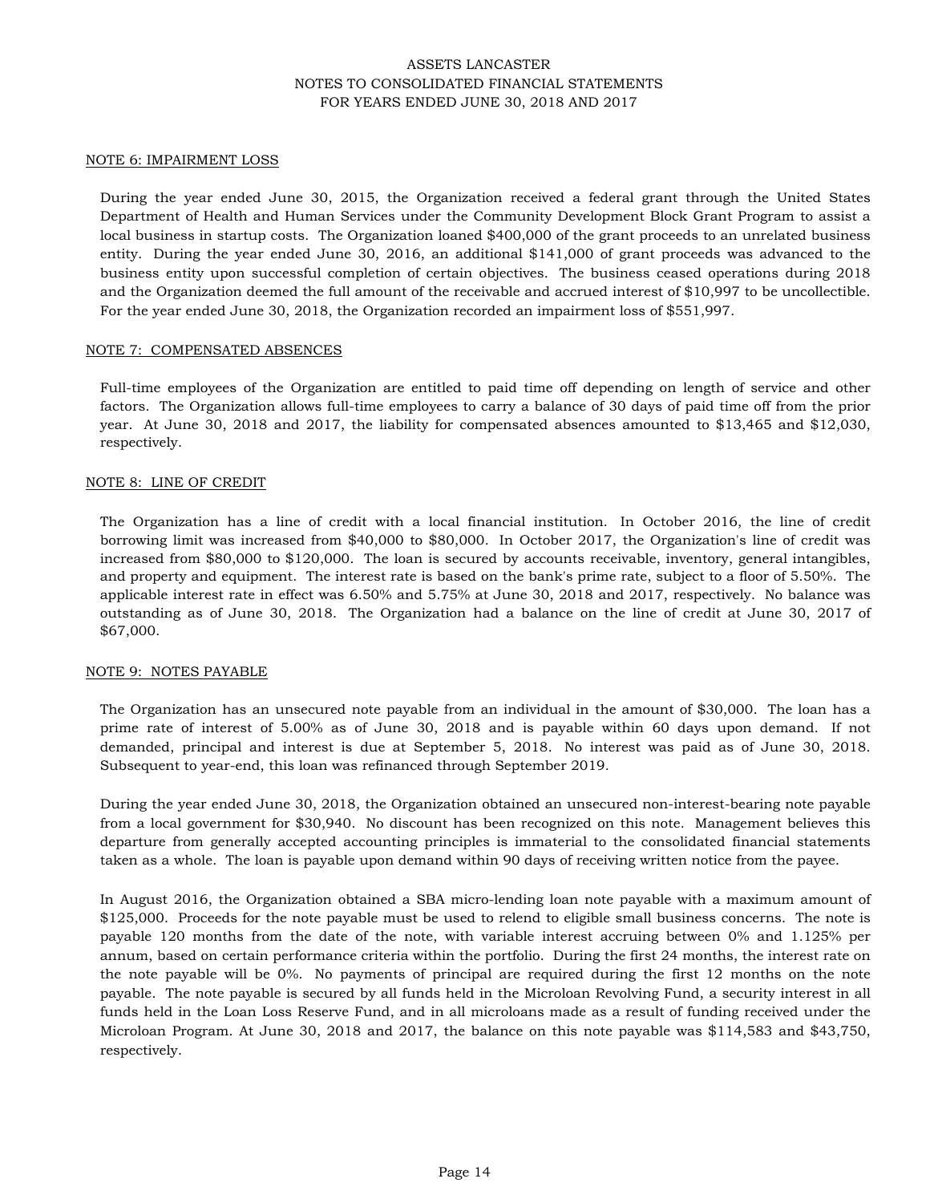## NOTE 6: IMPAIRMENT LOSS

During the year ended June 30, 2015, the Organization received a federal grant through the United States Department of Health and Human Services under the Community Development Block Grant Program to assist a local business in startup costs. The Organization loaned $400,000 of the grant proceeds to an unrelated business entity. During the year ended June 30, 2016, an additional $141,000 of grant proceeds was advanced to the business entity upon successful completion of certain objectives. The business ceased operations during 2018 and the Organization deemed the full amount of the receivable and accrued interest of $10,997 to be uncollectible. For the year ended June 30, 2018, the Organization recorded an impairment loss of $551,997.

## NOTE 7: COMPENSATED ABSENCES

Full-time employees of the Organization are entitled to paid time off depending on length of service and other factors. The Organization allows full-time employees to carry a balance of 30 days of paid time off from the prior year. At June 30, 2018 and 2017, the liability for compensated absences amounted to $13,465 and $12,030, respectively.

## NOTE 8: LINE OF CREDIT

The Organization has a line of credit with a local financial institution. In October 2016, the line of credit borrowing limit was increased from $40,000 to $80,000. In October 2017, the Organization's line of credit was increased from $80,000 to $120,000. The loan is secured by accounts receivable, inventory, general intangibles, and property and equipment. The interest rate is based on the bank's prime rate, subject to a floor of 5.50%. The applicable interest rate in effect was 6.50% and 5.75% at June 30, 2018 and 2017, respectively. No balance was outstanding as of June 30, 2018. The Organization had a balance on the line of credit at June 30, 2017 of $67,000.

## NOTE 9: NOTES PAYABLE

The Organization has an unsecured note payable from an individual in the amount of $30,000. The loan has a prime rate of interest of 5.00% as of June 30, 2018 and is payable within 60 days upon demand. If not demanded, principal and interest is due at September 5, 2018. No interest was paid as of June 30, 2018. Subsequent to year-end, this loan was refinanced through September 2019.

During the year ended June 30, 2018, the Organization obtained an unsecured non-interest-bearing note payable from a local government for $30,940. No discount has been recognized on this note. Management believes this departure from generally accepted accounting principles is immaterial to the consolidated financial statements taken as a whole. The loan is payable upon demand within 90 days of receiving written notice from the payee.

In August 2016, the Organization obtained a SBA micro-lending loan note payable with a maximum amount of $125,000. Proceeds for the note payable must be used to relend to eligible small business concerns. The note is payable 120 months from the date of the note, with variable interest accruing between 0% and 1.125% per annum, based on certain performance criteria within the portfolio. During the first 24 months, the interest rate on the note payable will be 0%. No payments of principal are required during the first 12 months on the note payable. The note payable is secured by all funds held in the Microloan Revolving Fund, a security interest in all funds held in the Loan Loss Reserve Fund, and in all microloans made as a result of funding received under the Microloan Program. At June 30, 2018 and 2017, the balance on this note payable was $114,583 and $43,750, respectively.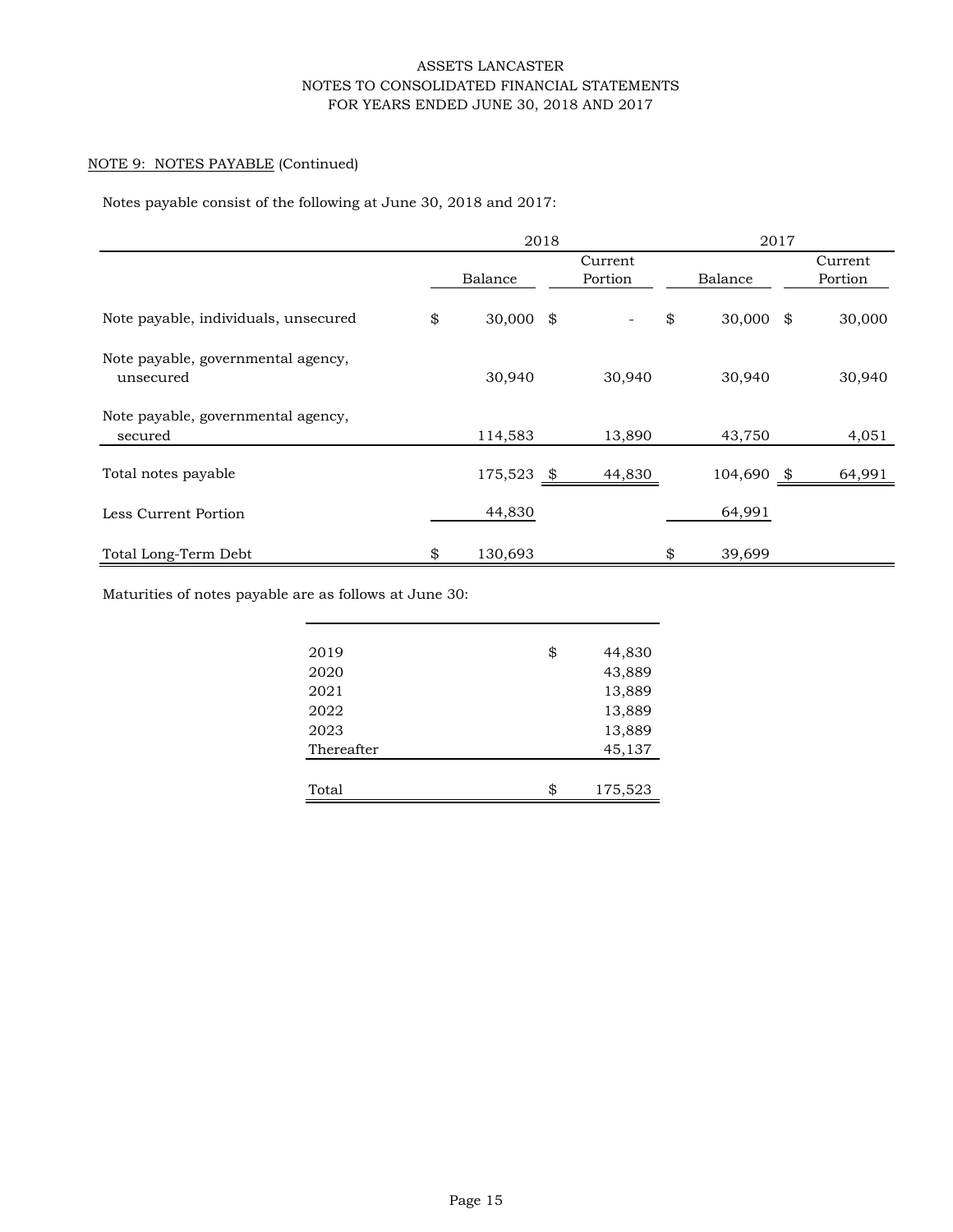NOTE 9: NOTES PAYABLE (Continued)

Notes payable consist of the following at June 30, 2018 and 2017:

| | 2018 | | 2017 | |
|---|---|---|---|---|
| | Balance | Current Portion | Balance | Current Portion |
| Note payable, individuals, unsecured | $ 30,000 | $ - | $ 30,000 | $ 30,000 |
| Note payable, governmental agency, unsecured | 30,940 | 30,940 | 30,940 | 30,940 |
| Note payable, governmental agency, secured | 114,583 | 13,890 | 43,750 | 4,051 |
| Total notes payable | 175,523 | $ 44,830 | 104,690 | $ 64,991 |
| Less Current Portion | 44,830 | | 64,991 | |
| Total Long-Term Debt | $ 130,693 | | $ 39,699 | |

Maturities of notes payable are as follows at June 30:

| | |
|---|---|
| 2019 | $ 44,830 |
| 2020 | 43,889 |
| 2021 | 13,889 |
| 2022 | 13,889 |
| 2023 | 13,889 |
| Thereafter | 45,137 |
| Total | $ 175,523 |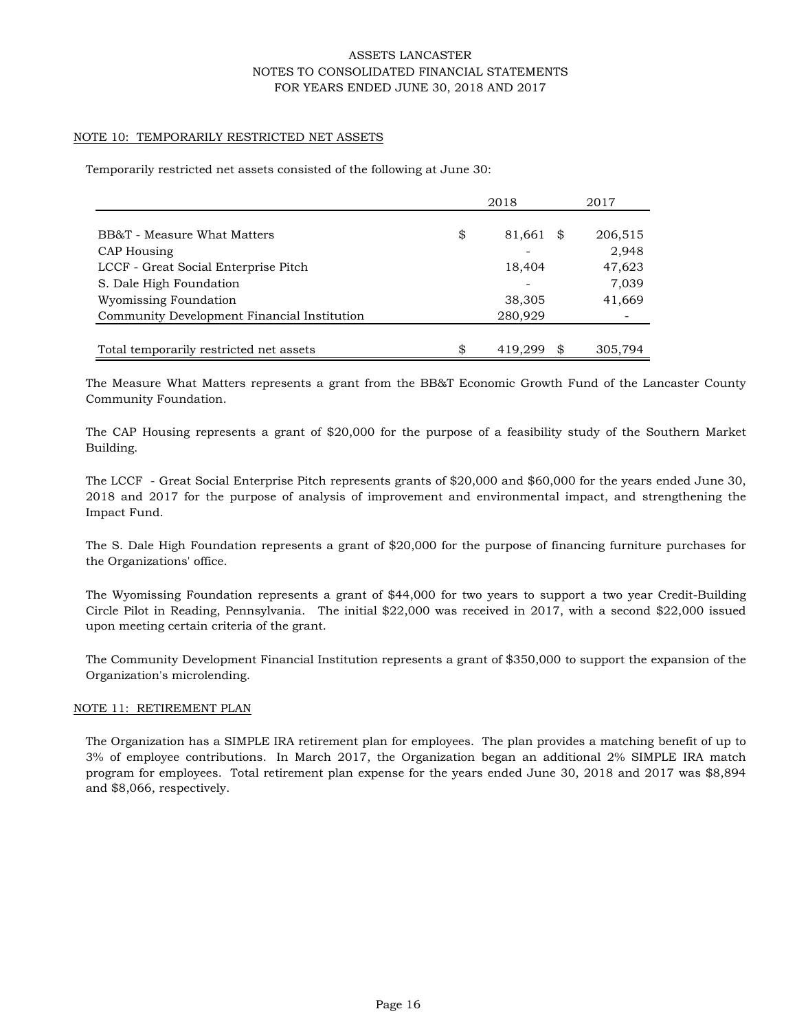ASSETS LANCASTER
NOTES TO CONSOLIDATED FINANCIAL STATEMENTS
FOR YEARS ENDED JUNE 30, 2018 AND 2017

## NOTE 10: TEMPORARILY RESTRICTED NET ASSETS

Temporarily restricted net assets consisted of the following at June 30:

| | 2018 | 2017 |
|---|---|---|
| BB&T - Measure What Matters | $ 81,661 | $ 206,515 |
| CAP Housing | - | 2,948 |
| LCCF - Great Social Enterprise Pitch | 18,404 | 47,623 |
| S. Dale High Foundation | - | 7,039 |
| Wyomissing Foundation | 38,305 | 41,669 |
| Community Development Financial Institution | 280,929 | - |
| Total temporarily restricted net assets | $ 419,299 | $ 305,794 |

The Measure What Matters represents a grant from the BB&T Economic Growth Fund of the Lancaster County Community Foundation.

The CAP Housing represents a grant of $20,000 for the purpose of a feasibility study of the Southern Market Building.

The LCCF - Great Social Enterprise Pitch represents grants of $20,000 and $60,000 for the years ended June 30, 2018 and 2017 for the purpose of analysis of improvement and environmental impact, and strengthening the Impact Fund.

The S. Dale High Foundation represents a grant of $20,000 for the purpose of financing furniture purchases for the Organizations' office.

The Wyomissing Foundation represents a grant of $44,000 for two years to support a two year Credit-Building Circle Pilot in Reading, Pennsylvania. The initial $22,000 was received in 2017, with a second $22,000 issued upon meeting certain criteria of the grant.

The Community Development Financial Institution represents a grant of $350,000 to support the expansion of the Organization's microlending.

## NOTE 11: RETIREMENT PLAN

The Organization has a SIMPLE IRA retirement plan for employees. The plan provides a matching benefit of up to 3% of employee contributions. In March 2017, the Organization began an additional 2% SIMPLE IRA match program for employees. Total retirement plan expense for the years ended June 30, 2018 and 2017 was $8,894 and $8,066, respectively.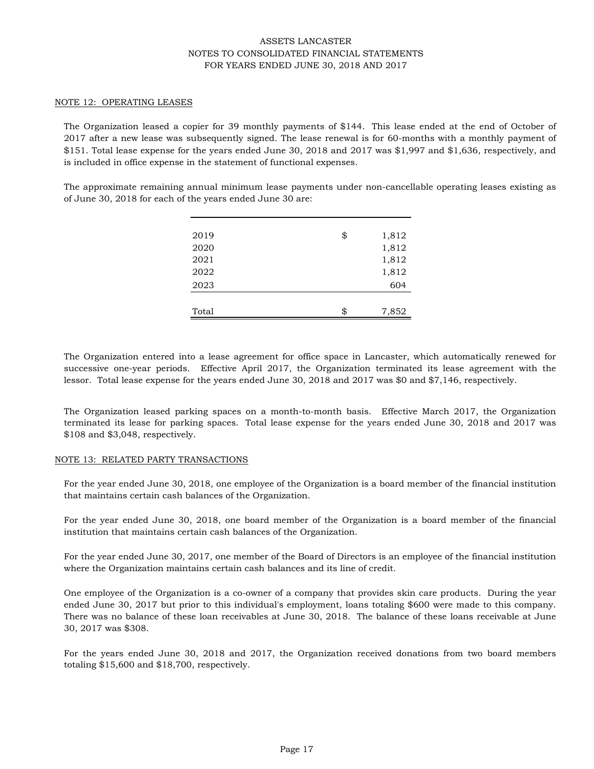## NOTE 12: OPERATING LEASES

The Organization leased a copier for 39 monthly payments of $144. This lease ended at the end of October of 2017 after a new lease was subsequently signed. The lease renewal is for 60-months with a monthly payment of $151. Total lease expense for the years ended June 30, 2018 and 2017 was $1,997 and $1,636, respectively, and is included in office expense in the statement of functional expenses.

The approximate remaining annual minimum lease payments under non-cancellable operating leases existing as of June 30, 2018 for each of the years ended June 30 are:

| | | |
|---|---|---|
| 2019 | $ | 1,812 |
| 2020 | | 1,812 |
| 2021 | | 1,812 |
| 2022 | | 1,812 |
| 2023 | | 604 |
| Total | $ | 7,852 |

The Organization entered into a lease agreement for office space in Lancaster, which automatically renewed for successive one-year periods. Effective April 2017, the Organization terminated its lease agreement with the lessor. Total lease expense for the years ended June 30, 2018 and 2017 was $0 and $7,146, respectively.

The Organization leased parking spaces on a month-to-month basis. Effective March 2017, the Organization terminated its lease for parking spaces. Total lease expense for the years ended June 30, 2018 and 2017 was $108 and $3,048, respectively.

## NOTE 13: RELATED PARTY TRANSACTIONS

For the year ended June 30, 2018, one employee of the Organization is a board member of the financial institution that maintains certain cash balances of the Organization.

For the year ended June 30, 2018, one board member of the Organization is a board member of the financial institution that maintains certain cash balances of the Organization.

For the year ended June 30, 2017, one member of the Board of Directors is an employee of the financial institution where the Organization maintains certain cash balances and its line of credit.

One employee of the Organization is a co-owner of a company that provides skin care products. During the year ended June 30, 2017 but prior to this individual's employment, loans totaling $600 were made to this company. There was no balance of these loan receivables at June 30, 2018. The balance of these loans receivable at June 30, 2017 was $308.

For the years ended June 30, 2018 and 2017, the Organization received donations from two board members totaling $15,600 and $18,700, respectively.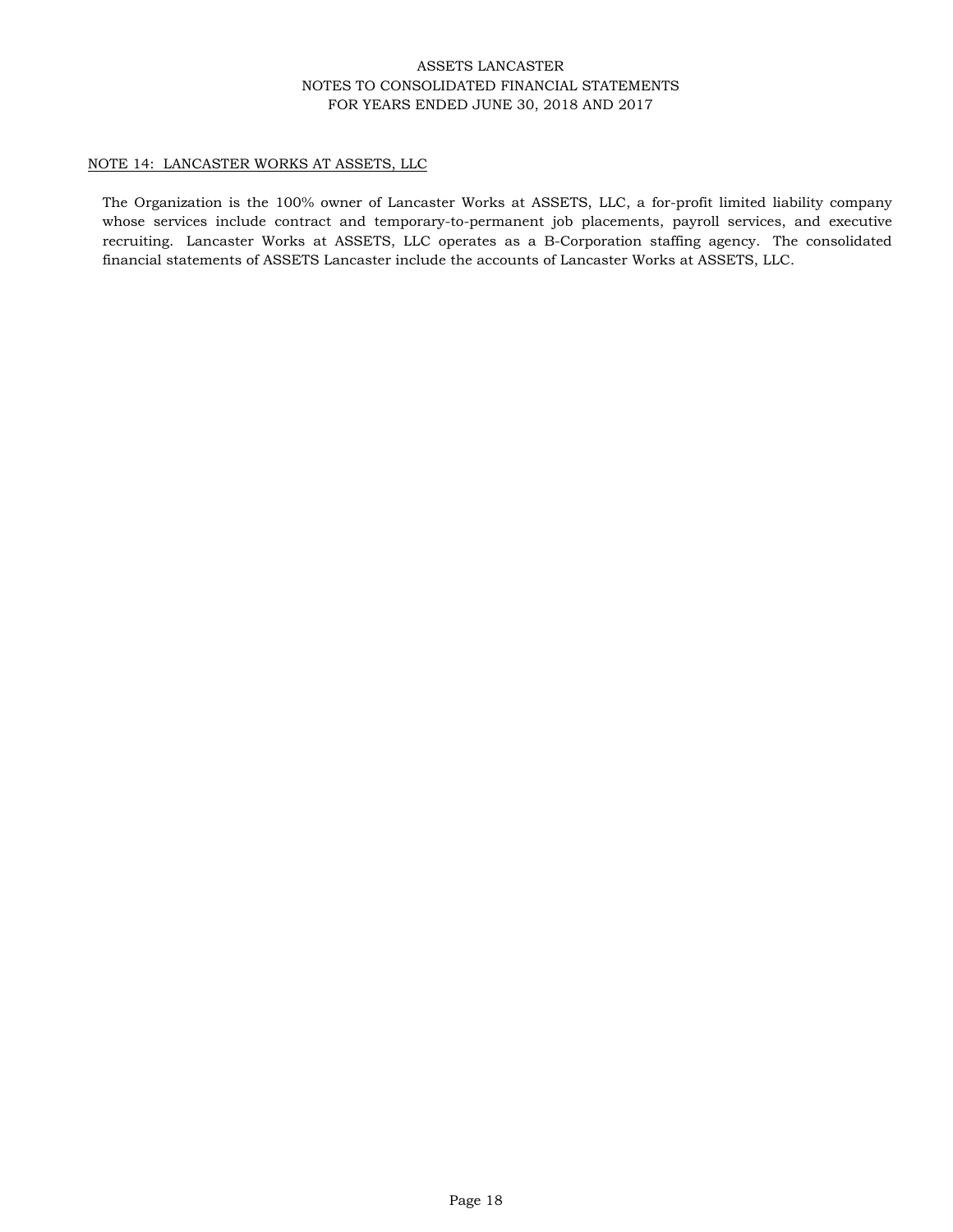NOTE 14: LANCASTER WORKS AT ASSETS, LLC

The Organization is the 100% owner of Lancaster Works at ASSETS, LLC, a for-profit limited liability company whose services include contract and temporary-to-permanent job placements, payroll services, and executive recruiting. Lancaster Works at ASSETS, LLC operates as a B-Corporation staffing agency. The consolidated financial statements of ASSETS Lancaster include the accounts of Lancaster Works at ASSETS, LLC.